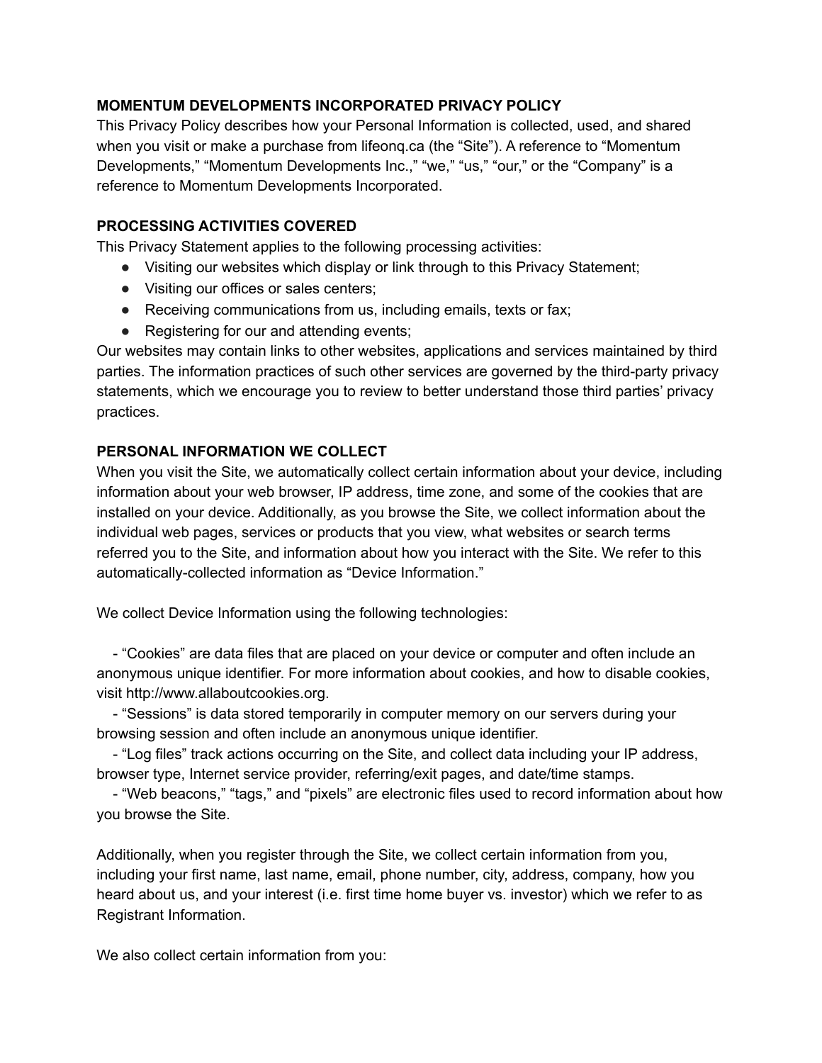## MOMENTUM DEVELOPMENTS INCORPORATED PRIVACY POLICY

This Privacy Policy describes how your Personal Information is collected, used, and shared when you visit or make a purchase from lifeonq.ca (the "Site"). A reference to "Momentum Developments," "Momentum Developments Inc.," "we," "us," "our," or the "Company" is a reference to Momentum Developments Incorporated.

## PROCESSING ACTIVITIES COVERED

This Privacy Statement applies to the following processing activities:

- Visiting our websites which display or link through to this Privacy Statement;
- Visiting our offices or sales centers;
- Receiving communications from us, including emails, texts or fax;
- Registering for our and attending events;

Our websites may contain links to other websites, applications and services maintained by third parties. The information practices of such other services are governed by the third-party privacy statements, which we encourage you to review to better understand those third parties' privacy practices.

## PERSONAL INFORMATION WE COLLECT

When you visit the Site, we automatically collect certain information about your device, including information about your web browser, IP address, time zone, and some of the cookies that are installed on your device. Additionally, as you browse the Site, we collect information about the individual web pages, services or products that you view, what websites or search terms referred you to the Site, and information about how you interact with the Site. We refer to this automatically-collected information as "Device Information."

We collect Device Information using the following technologies:

- "Cookies" are data files that are placed on your device or computer and often include an anonymous unique identifier. For more information about cookies, and how to disable cookies, visit http://www.allaboutcookies.org.
- "Sessions" is data stored temporarily in computer memory on our servers during your browsing session and often include an anonymous unique identifier.
- "Log files" track actions occurring on the Site, and collect data including your IP address, browser type, Internet service provider, referring/exit pages, and date/time stamps.
- "Web beacons," "tags," and "pixels" are electronic files used to record information about how you browse the Site.

Additionally, when you register through the Site, we collect certain information from you, including your first name, last name, email, phone number, city, address, company, how you heard about us, and your interest (i.e. first time home buyer vs. investor) which we refer to as Registrant Information.

We also collect certain information from you: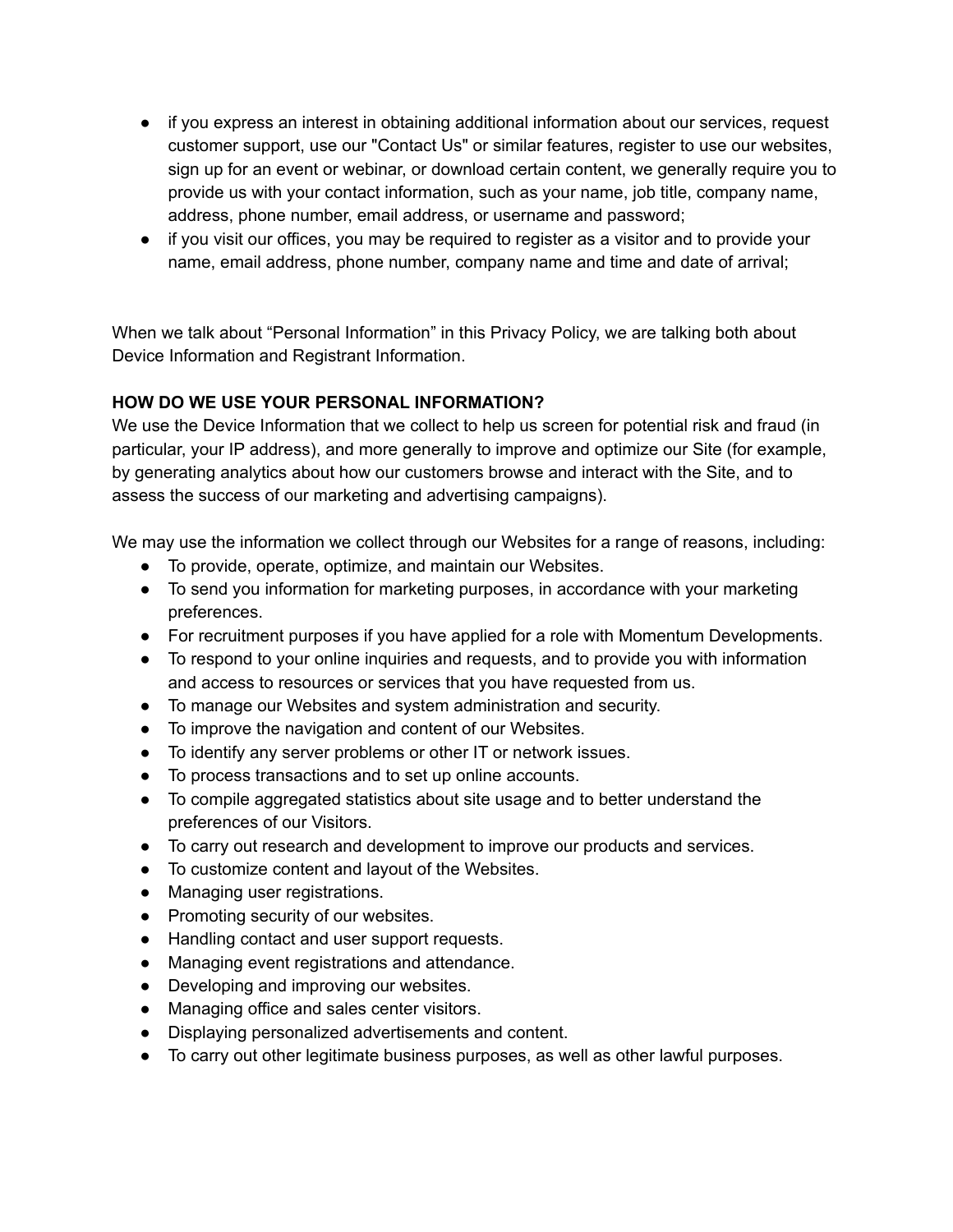- if you express an interest in obtaining additional information about our services, request customer support, use our "Contact Us" or similar features, register to use our websites, sign up for an event or webinar, or download certain content, we generally require you to provide us with your contact information, such as your name, job title, company name, address, phone number, email address, or username and password;
- if you visit our offices, you may be required to register as a visitor and to provide your name, email address, phone number, company name and time and date of arrival;

When we talk about "Personal Information" in this Privacy Policy, we are talking both about Device Information and Registrant Information.

**HOW DO WE USE YOUR PERSONAL INFORMATION?**

We use the Device Information that we collect to help us screen for potential risk and fraud (in particular, your IP address), and more generally to improve and optimize our Site (for example, by generating analytics about how our customers browse and interact with the Site, and to assess the success of our marketing and advertising campaigns).

We may use the information we collect through our Websites for a range of reasons, including:

- To provide, operate, optimize, and maintain our Websites.
- To send you information for marketing purposes, in accordance with your marketing preferences.
- For recruitment purposes if you have applied for a role with Momentum Developments.
- To respond to your online inquiries and requests, and to provide you with information and access to resources or services that you have requested from us.
- To manage our Websites and system administration and security.
- To improve the navigation and content of our Websites.
- To identify any server problems or other IT or network issues.
- To process transactions and to set up online accounts.
- To compile aggregated statistics about site usage and to better understand the preferences of our Visitors.
- To carry out research and development to improve our products and services.
- To customize content and layout of the Websites.
- Managing user registrations.
- Promoting security of our websites.
- Handling contact and user support requests.
- Managing event registrations and attendance.
- Developing and improving our websites.
- Managing office and sales center visitors.
- Displaying personalized advertisements and content.
- To carry out other legitimate business purposes, as well as other lawful purposes.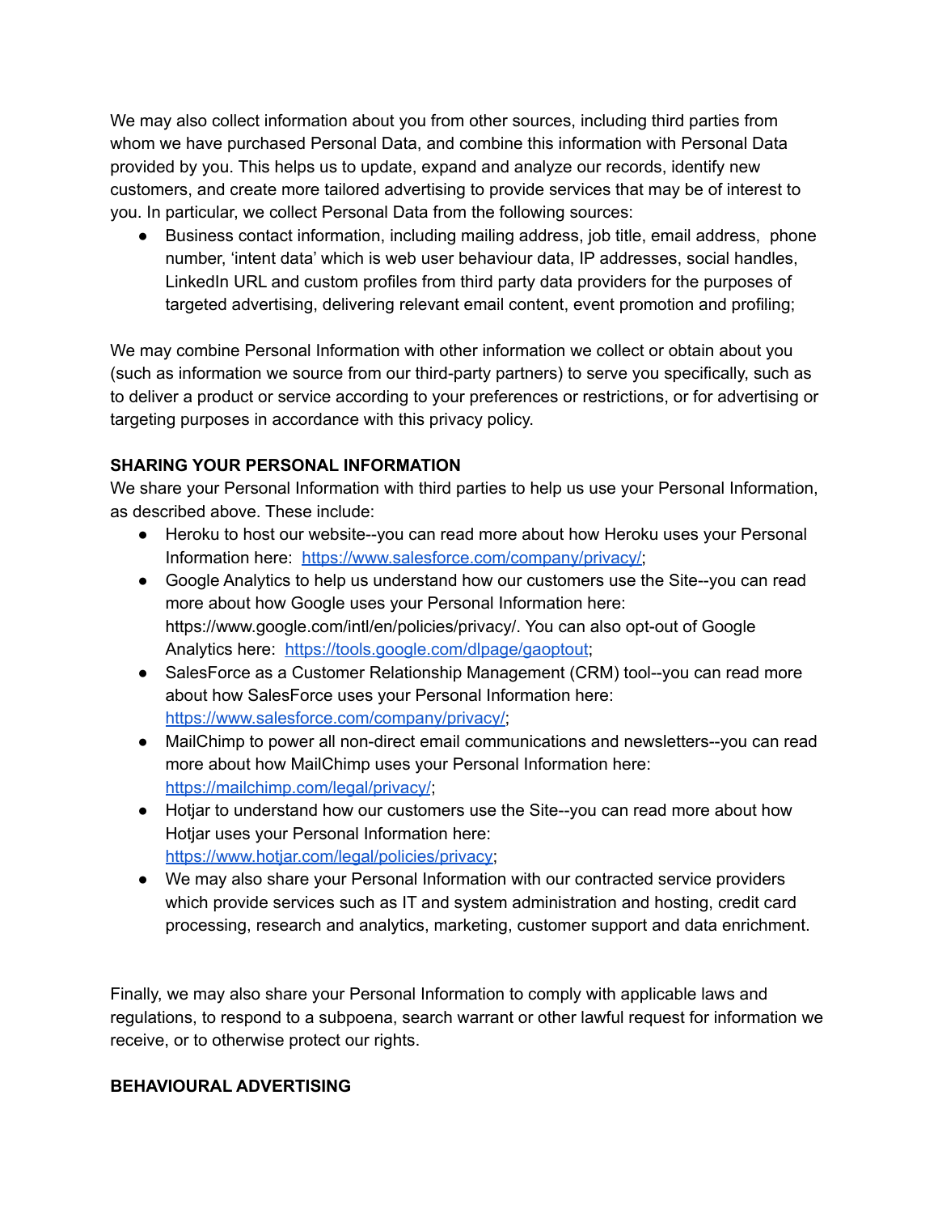We may also collect information about you from other sources, including third parties from whom we have purchased Personal Data, and combine this information with Personal Data provided by you. This helps us to update, expand and analyze our records, identify new customers, and create more tailored advertising to provide services that may be of interest to you. In particular, we collect Personal Data from the following sources:

- Business contact information, including mailing address, job title, email address, phone number, 'intent data' which is web user behaviour data, IP addresses, social handles, LinkedIn URL and custom profiles from third party data providers for the purposes of targeted advertising, delivering relevant email content, event promotion and profiling;

We may combine Personal Information with other information we collect or obtain about you (such as information we source from our third-party partners) to serve you specifically, such as to deliver a product or service according to your preferences or restrictions, or for advertising or targeting purposes in accordance with this privacy policy.

**SHARING YOUR PERSONAL INFORMATION**

We share your Personal Information with third parties to help us use your Personal Information, as described above. These include:

- Heroku to host our website--you can read more about how Heroku uses your Personal Information here: [https://www.salesforce.com/company/privacy/](https://www.salesforce.com/company/privacy/);
- Google Analytics to help us understand how our customers use the Site--you can read more about how Google uses your Personal Information here: https://www.google.com/intl/en/policies/privacy/. You can also opt-out of Google Analytics here: [https://tools.google.com/dlpage/gaoptout](https://tools.google.com/dlpage/gaoptout);
- SalesForce as a Customer Relationship Management (CRM) tool--you can read more about how SalesForce uses your Personal Information here: [https://www.salesforce.com/company/privacy/](https://www.salesforce.com/company/privacy/);
- MailChimp to power all non-direct email communications and newsletters--you can read more about how MailChimp uses your Personal Information here: [https://mailchimp.com/legal/privacy/](https://mailchimp.com/legal/privacy/);
- Hotjar to understand how our customers use the Site--you can read more about how Hotjar uses your Personal Information here: [https://www.hotjar.com/legal/policies/privacy](https://www.hotjar.com/legal/policies/privacy);
- We may also share your Personal Information with our contracted service providers which provide services such as IT and system administration and hosting, credit card processing, research and analytics, marketing, customer support and data enrichment.

Finally, we may also share your Personal Information to comply with applicable laws and regulations, to respond to a subpoena, search warrant or other lawful request for information we receive, or to otherwise protect our rights.

**BEHAVIOURAL ADVERTISING**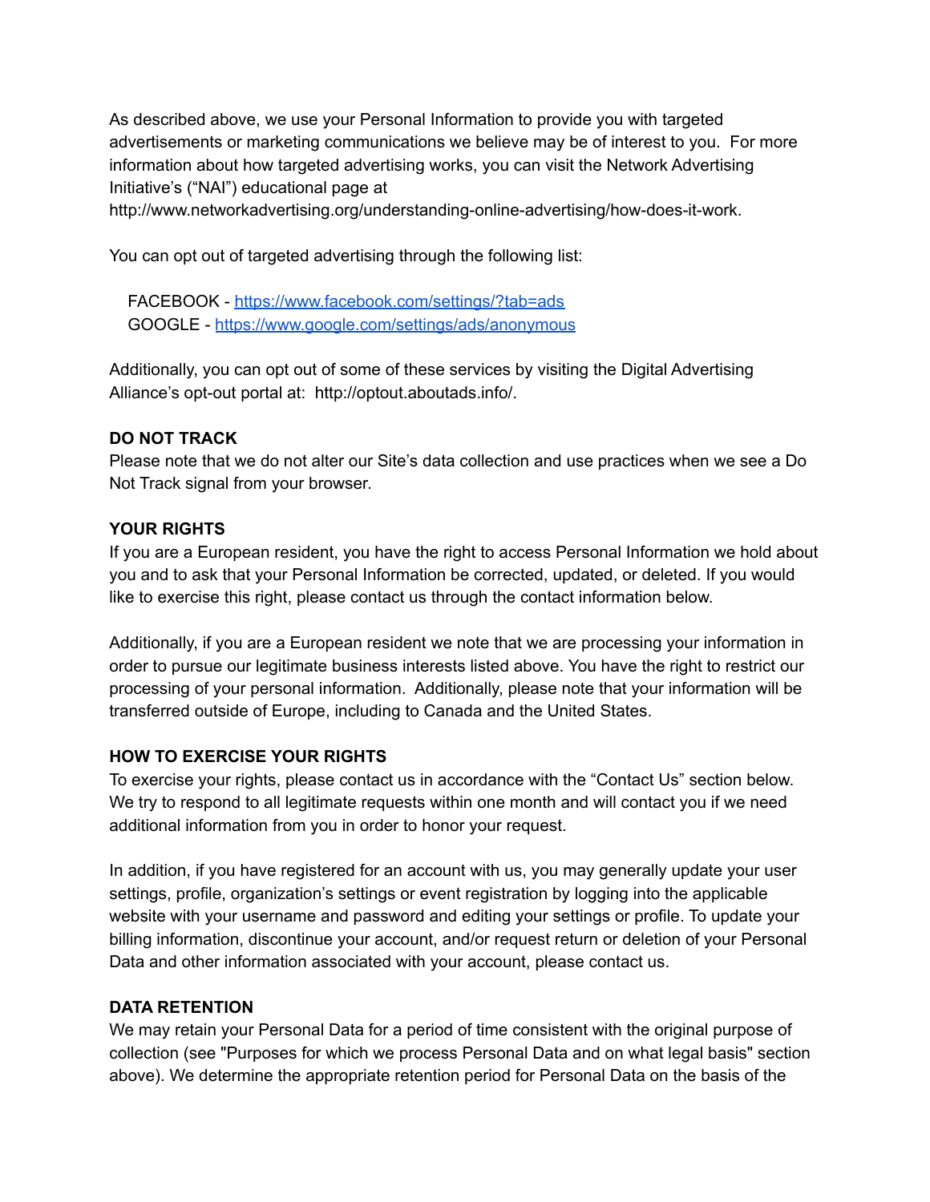As described above, we use your Personal Information to provide you with targeted advertisements or marketing communications we believe may be of interest to you. For more information about how targeted advertising works, you can visit the Network Advertising Initiative's ("NAI") educational page at http://www.networkadvertising.org/understanding-online-advertising/how-does-it-work.

You can opt out of targeted advertising through the following list:

FACEBOOK - [https://www.facebook.com/settings/?tab=ads](https://www.facebook.com/settings/?tab=ads)
GOOGLE - [https://www.google.com/settings/ads/anonymous](https://www.google.com/settings/ads/anonymous)

Additionally, you can opt out of some of these services by visiting the Digital Advertising Alliance's opt-out portal at: http://optout.aboutads.info/.

**DO NOT TRACK**
Please note that we do not alter our Site's data collection and use practices when we see a Do Not Track signal from your browser.

**YOUR RIGHTS**
If you are a European resident, you have the right to access Personal Information we hold about you and to ask that your Personal Information be corrected, updated, or deleted. If you would like to exercise this right, please contact us through the contact information below.

Additionally, if you are a European resident we note that we are processing your information in order to pursue our legitimate business interests listed above. You have the right to restrict our processing of your personal information. Additionally, please note that your information will be transferred outside of Europe, including to Canada and the United States.

**HOW TO EXERCISE YOUR RIGHTS**
To exercise your rights, please contact us in accordance with the "Contact Us" section below. We try to respond to all legitimate requests within one month and will contact you if we need additional information from you in order to honor your request.

In addition, if you have registered for an account with us, you may generally update your user settings, profile, organization's settings or event registration by logging into the applicable website with your username and password and editing your settings or profile. To update your billing information, discontinue your account, and/or request return or deletion of your Personal Data and other information associated with your account, please contact us.

**DATA RETENTION**
We may retain your Personal Data for a period of time consistent with the original purpose of collection (see "Purposes for which we process Personal Data and on what legal basis" section above). We determine the appropriate retention period for Personal Data on the basis of the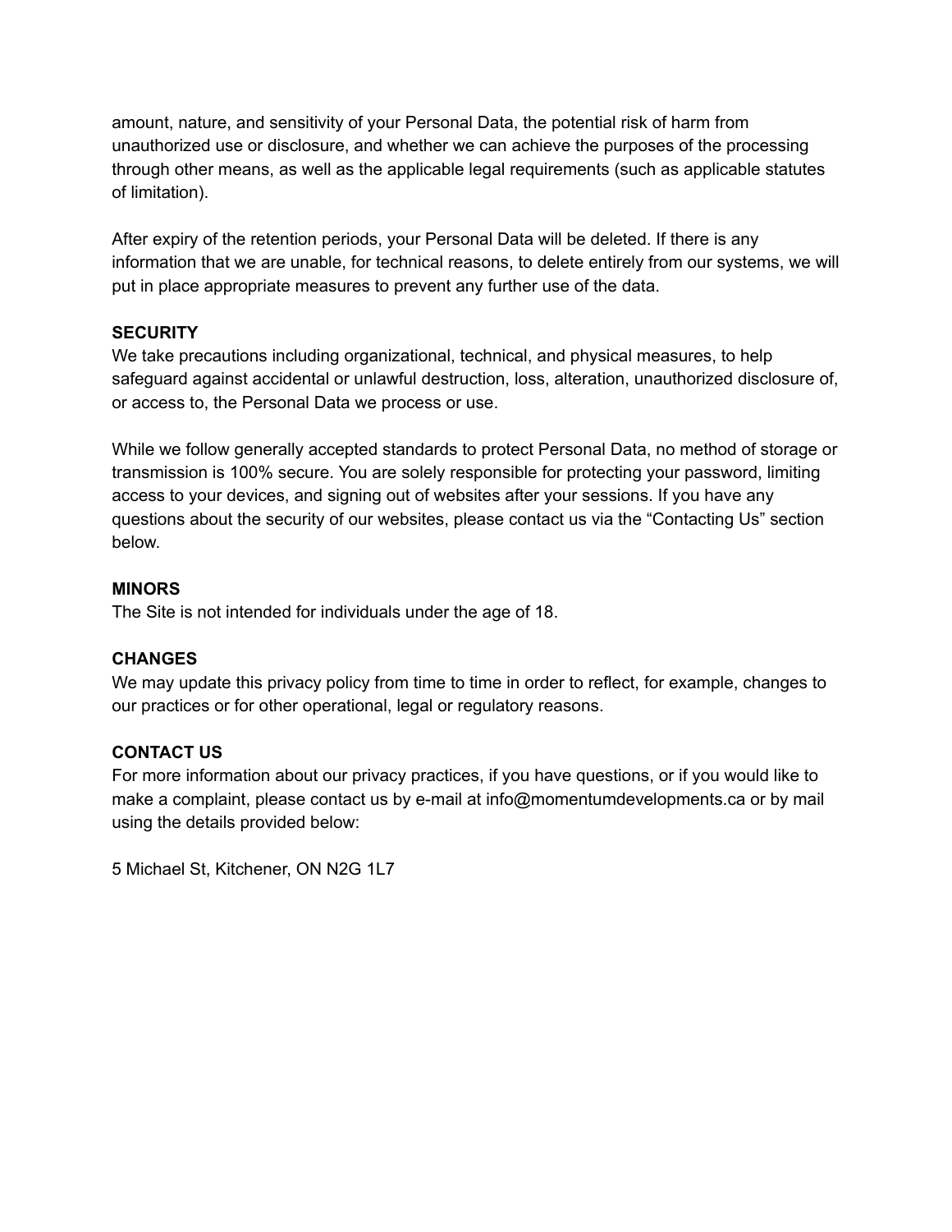amount, nature, and sensitivity of your Personal Data, the potential risk of harm from unauthorized use or disclosure, and whether we can achieve the purposes of the processing through other means, as well as the applicable legal requirements (such as applicable statutes of limitation).

After expiry of the retention periods, your Personal Data will be deleted. If there is any information that we are unable, for technical reasons, to delete entirely from our systems, we will put in place appropriate measures to prevent any further use of the data.

**SECURITY**

We take precautions including organizational, technical, and physical measures, to help safeguard against accidental or unlawful destruction, loss, alteration, unauthorized disclosure of, or access to, the Personal Data we process or use.

While we follow generally accepted standards to protect Personal Data, no method of storage or transmission is 100% secure. You are solely responsible for protecting your password, limiting access to your devices, and signing out of websites after your sessions. If you have any questions about the security of our websites, please contact us via the “Contacting Us” section below.

**MINORS**

The Site is not intended for individuals under the age of 18.

**CHANGES**

We may update this privacy policy from time to time in order to reflect, for example, changes to our practices or for other operational, legal or regulatory reasons.

**CONTACT US**

For more information about our privacy practices, if you have questions, or if you would like to make a complaint, please contact us by e-mail at info@momentumdevelopments.ca or by mail using the details provided below:

5 Michael St, Kitchener, ON N2G 1L7